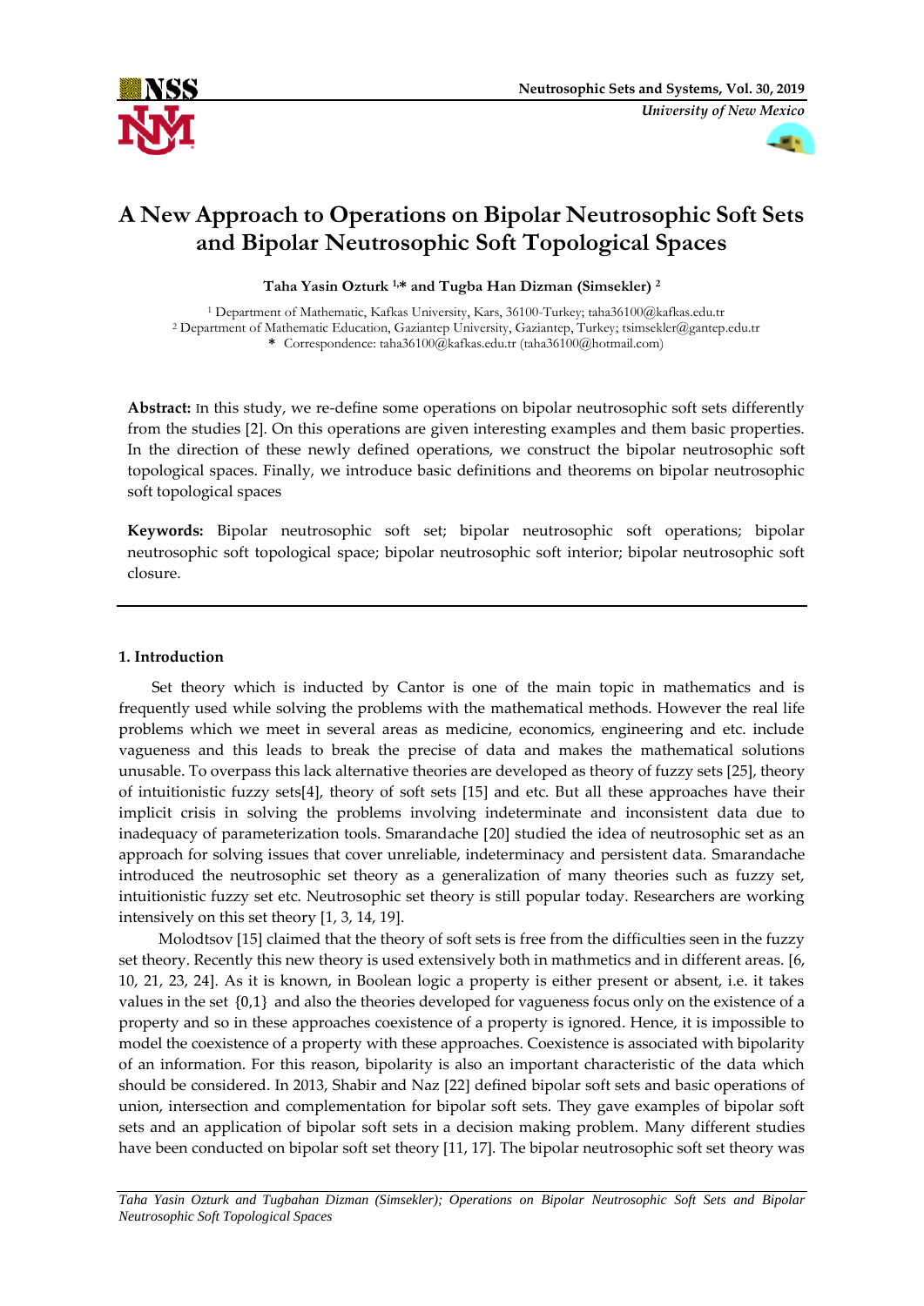# A New Approach to Operations on Bipolar Neutrosophic Soft Sets and Bipolar Neutrosophic Soft Topological Spaces

**Taha Yasin Ozturk [1,*] and Tugba Han Dizman (Simsekler) [2]**

[1] Department of Mathematic, Kafkas University, Kars, 36100-Turkey; taha36100@kafkas.edu.tr
[2] Department of Mathematic Education, Gaziantep University, Gaziantep, Turkey; tsimsekler@gantep.edu.tr
* Correspondence: taha36100@kafkas.edu.tr (taha36100@hotmail.com)

**Abstract:** In this study, we re-define some operations on bipolar neutrosophic soft sets differently from the studies [2]. On this operations are given interesting examples and them basic properties. In the direction of these newly defined operations, we construct the bipolar neutrosophic soft topological spaces. Finally, we introduce basic definitions and theorems on bipolar neutrosophic soft topological spaces

**Keywords:** Bipolar neutrosophic soft set; bipolar neutrosophic soft operations; bipolar neutrosophic soft topological space; bipolar neutrosophic soft interior; bipolar neutrosophic soft closure.

## 1. Introduction

Set theory which is inducted by Cantor is one of the main topic in mathematics and is frequently used while solving the problems with the mathematical methods. However the real life problems which we meet in several areas as medicine, economics, engineering and etc. include vagueness and this leads to break the precise of data and makes the mathematical solutions unusable. To overpass this lack alternative theories are developed as theory of fuzzy sets [25], theory of intuitionistic fuzzy sets[4], theory of soft sets [15] and etc. But all these approaches have their implicit crisis in solving the problems involving indeterminate and inconsistent data due to inadequacy of parameterization tools. Smarandache [20] studied the idea of neutrosophic set as an approach for solving issues that cover unreliable, indeterminacy and persistent data. Smarandache introduced the neutrosophic set theory as a generalization of many theories such as fuzzy set, intuitionistic fuzzy set etc. Neutrosophic set theory is still popular today. Researchers are working intensively on this set theory [1, 3, 14, 19].

Molodtsov [15] claimed that the theory of soft sets is free from the difficulties seen in the fuzzy set theory. Recently this new theory is used extensively both in mathmetics and in different areas. [6, 10, 21, 23, 24]. As it is known, in Boolean logic a property is either present or absent, i.e. it takes values in the set $\{0,1\}$ and also the theories developed for vagueness focus only on the existence of a property and so in these approaches coexistence of a property is ignored. Hence, it is impossible to model the coexistence of a property with these approaches. Coexistence is associated with bipolarity of an information. For this reason, bipolarity is also an important characteristic of the data which should be considered. In 2013, Shabir and Naz [22] defined bipolar soft sets and basic operations of union, intersection and complementation for bipolar soft sets. They gave examples of bipolar soft sets and an application of bipolar soft sets in a decision making problem. Many different studies have been conducted on bipolar soft set theory [11, 17]. The bipolar neutrosophic soft set theory was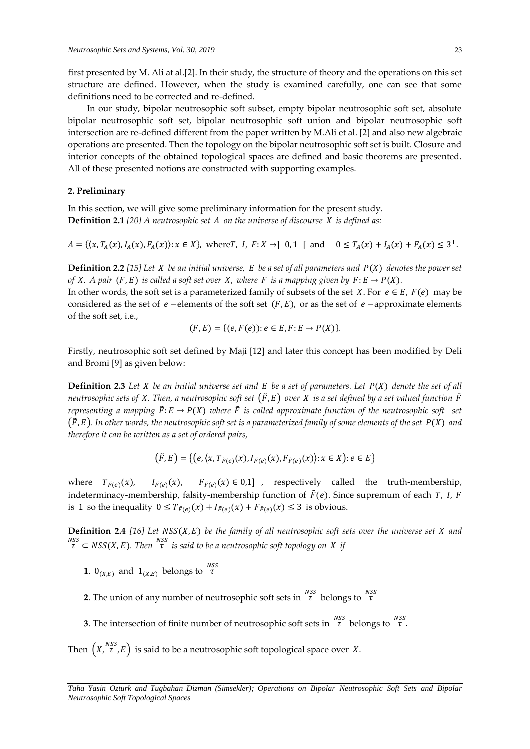first presented by M. Ali at al.[2]. In their study, the structure of theory and the operations on this set structure are defined. However, when the study is examined carefully, one can see that some definitions need to be corrected and re-defined.

In our study, bipolar neutrosophic soft subset, empty bipolar neutrosophic soft set, absolute bipolar neutrosophic soft set, bipolar neutrosophic soft union and bipolar neutrosophic soft intersection are re-defined different from the paper written by M.Ali et al. [2] and also new algebraic operations are presented. Then the topology on the bipolar neutrosophic soft set is built. Closure and interior concepts of the obtained topological spaces are defined and basic theorems are presented. All of these presented notions are constructed with supporting examples.

## 2. Preliminary

In this section, we will give some preliminary information for the present study.

**Definition 2.1** *[20] A neutrosophic set $A$ on the universe of discourse $X$ is defined as:*

$$A = \{\langle x, T_A(x), I_A(x), F_A(x)\rangle : x \in X\}, \text{ where} T,\ I,\ F: X \to ]^{-}0, 1^{+}[ \text{ and } ^{-}0 \leq T_A(x) + I_A(x) + F_A(x) \leq 3^{+}.$$

**Definition 2.2** *[15] Let $X$ be an initial universe, $E$ be a set of all parameters and $P(X)$ denotes the power set of $X$. A pair $(F, E)$ is called a soft set over $X$, where $F$ is a mapping given by $F: E \to P(X)$.*

In other words, the soft set is a parameterized family of subsets of the set $X$. For $e \in E$, $F(e)$ may be considered as the set of $e$ −elements of the soft set $(F, E)$, or as the set of $e$ −approximate elements of the soft set, i.e.,

$$(F, E) = \{(e, F(e)): e \in E, F: E \to P(X)\}.$$

Firstly, neutrosophic soft set defined by Maji [12] and later this concept has been modified by Deli and Bromi [9] as given below:

**Definition 2.3** *Let $X$ be an initial universe set and $E$ be a set of parameters. Let $P(X)$ denote the set of all neutrosophic sets of $X$. Then, a neutrosophic soft set $(\tilde{F}, E)$ over $X$ is a set defined by a set valued function $\tilde{F}$ representing a mapping $\tilde{F}: E \to P(X)$ where $\tilde{F}$ is called approximate function of the neutrosophic soft set $(\tilde{F}, E)$. In other words, the neutrosophic soft set is a parameterized family of some elements of the set $P(X)$ and therefore it can be written as a set of ordered pairs,*

$$(\tilde{F}, E) = \{(e, \langle x, T_{\tilde{F}(e)}(x), I_{\tilde{F}(e)}(x), F_{\tilde{F}(e)}(x)\rangle : x \in X) : e \in E\}$$

where $T_{\tilde{F}(e)}(x)$, $I_{\tilde{F}(e)}(x)$, $F_{\tilde{F}(e)}(x) \in 0{,}1]$ , respectively called the truth-membership, indeterminacy-membership, falsity-membership function of $\tilde{F}(e)$. Since supremum of each $T$, $I$, $F$ is 1 so the inequality $0 \leq T_{\tilde{F}(e)}(x) + I_{\tilde{F}(e)}(x) + F_{\tilde{F}(e)}(x) \leq 3$ is obvious.

**Definition 2.4** *[16] Let $NSS(X, E)$ be the family of all neutrosophic soft sets over the universe set $X$ and $\overset{NSS}{\tau} \subset NSS(X, E)$. Then $\overset{NSS}{\tau}$ is said to be a neutrosophic soft topology on $X$ if*

**1**. $0_{(X,E)}$ and $1_{(X,E)}$ belongs to $\overset{NSS}{\tau}$

**2**. The union of any number of neutrosophic soft sets in $\overset{NSS}{\tau}$ belongs to $\overset{NSS}{\tau}$

**3**. The intersection of finite number of neutrosophic soft sets in $\overset{NSS}{\tau}$ belongs to $\overset{NSS}{\tau}$.

Then $\left(X, \overset{NSS}{\tau}, E\right)$ is said to be a neutrosophic soft topological space over $X$.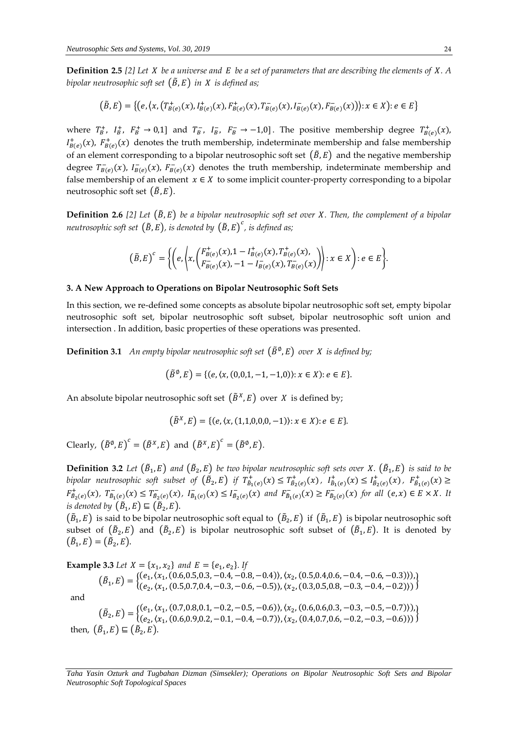**Definition 2.5** *[2] Let $X$ be a universe and $E$ be a set of parameters that are describing the elements of $X$. A bipolar neutrosophic soft set $(\tilde{B}, E)$ in $X$ is defined as;*

$$(\tilde{B}, E) = \{(e, \langle x, (T^+_{B(e)}(x), I^+_{B(e)}(x), F^+_{B(e)}(x), T^-_{B(e)}(x), I^-_{B(e)}(x), F^-_{B(e)}(x))\rangle : x \in X) : e \in E\}$$

where $T^+_B$, $I^+_B$, $F^+_B \to 0,1]$ and $T^-_B$, $I^-_B$, $F^-_B \to -1,0]$. The positive membership degree $T^+_{B(e)}(x)$, $I^+_{B(e)}(x)$, $F^+_{B(e)}(x)$ denotes the truth membership, indeterminate membership and false membership of an element corresponding to a bipolar neutrosophic soft set $(\tilde{B}, E)$ and the negative membership degree $T^-_{B(e)}(x)$, $I^-_{B(e)}(x)$, $F^-_{B(e)}(x)$ denotes the truth membership, indeterminate membership and false membership of an element $x \in X$ to some implicit counter-property corresponding to a bipolar neutrosophic soft set $(\tilde{B}, E)$.

**Definition 2.6** *[2] Let $(\tilde{B}, E)$ be a bipolar neutrosophic soft set over $X$. Then, the complement of a bipolar neutrosophic soft set $(\tilde{B}, E)$, is denoted by $(\tilde{B}, E)^c$, is defined as;*

$$(\tilde{B}, E)^c = \left\{ \left( e, \left\langle x, \begin{pmatrix} F^+_{B(e)}(x), 1 - I^+_{B(e)}(x), T^+_{B(e)}(x), \\ F^-_{B(e)}(x), -1 - I^-_{B(e)}(x), T^-_{B(e)}(x) \end{pmatrix} \right\rangle : x \in X \right) : e \in E \right\}.$$

## 3. A New Approach to Operations on Bipolar Neutrosophic Soft Sets

In this section, we re-defined some concepts as absolute bipolar neutrosophic soft set, empty bipolar neutrosophic soft set, bipolar neutrosophic soft subset, bipolar neutrosophic soft union and intersection . In addition, basic properties of these operations was presented.

**Definition 3.1** *An empty bipolar neutrosophic soft set $(\tilde{B}^{\emptyset}, E)$ over $X$ is defined by;*

$$(\tilde{B}^{\emptyset}, E) = \{(e, \langle x, (0,0,1,-1,-1,0)\rangle : x \in X) : e \in E\}.$$

An absolute bipolar neutrosophic soft set $(\tilde{B}^X, E)$ over $X$ is defined by;

$$(\tilde{B}^X, E) = \{(e, \langle x, (1,1,0,0,0,-1)\rangle : x \in X) : e \in E\}.$$

Clearly, $(\tilde{B}^{\emptyset}, E)^c = (\tilde{B}^X, E)$ and $(\tilde{B}^X, E)^c = (\tilde{B}^{\emptyset}, E)$.

**Definition 3.2** *Let $(\tilde{B}_1, E)$ and $(\tilde{B}_2, E)$ be two bipolar neutrosophic soft sets over $X$. $(\tilde{B}_1, E)$ is said to be bipolar neutrosophic soft subset of $(\tilde{B}_2, E)$ if $T^+_{\tilde{B}_1(e)}(x) \le T^+_{\tilde{B}_2(e)}(x)$, $I^+_{\tilde{B}_1(e)}(x) \le I^+_{\tilde{B}_2(e)}(x)$, $F^+_{\tilde{B}_1(e)}(x) \ge F^+_{\tilde{B}_2(e)}(x)$, $T^-_{\tilde{B}_1(e)}(x) \le T^-_{\tilde{B}_2(e)}(x)$, $I^-_{\tilde{B}_1(e)}(x) \le I^-_{\tilde{B}_2(e)}(x)$ and $F^-_{\tilde{B}_1(e)}(x) \ge F^-_{\tilde{B}_2(e)}(x)$ for all $(e, x) \in E \times X$. It is denoted by $(\tilde{B}_1, E) \sqsubseteq (\tilde{B}_2, E)$.*

$(\tilde{B}_1, E)$ is said to be bipolar neutrosophic soft equal to $(\tilde{B}_2, E)$ if $(\tilde{B}_1, E)$ is bipolar neutrosophic soft subset of $(\tilde{B}_2, E)$ and $(\tilde{B}_2, E)$ is bipolar neutrosophic soft subset of $(\tilde{B}_1, E)$. It is denoted by $(\tilde{B}_1, E) = (\tilde{B}_2, E)$.

**Example 3.3** *Let $X = \{x_1, x_2\}$ and $E = \{e_1, e_2\}$. If*

$$(\tilde{B}_1, E) = \begin{Bmatrix} (e_1, \langle x_1, (0.6,0.5,0.3,-0.4,-0.8,-0.4)\rangle, \langle x_2, (0.5,0.4,0.6,-0.4,-0.6,-0.3)\rangle), \\ (e_2, \langle x_1, (0.5,0.7,0.4,-0.3,-0.6,-0.5)\rangle, \langle x_2, (0.3,0.5,0.8,-0.3,-0.4,-0.2)\rangle) \end{Bmatrix}$$

and

$$(\tilde{B}_2, E) = \begin{Bmatrix} (e_1, \langle x_1, (0.7,0.8,0.1,-0.2,-0.5,-0.6)\rangle, \langle x_2, (0.6,0.6,0.3,-0.3,-0.5,-0.7)\rangle), \\ (e_2, \langle x_1, (0.6,0.9,0.2,-0.1,-0.4,-0.7)\rangle, \langle x_2, (0.4,0.7,0.6,-0.2,-0.3,-0.6)\rangle) \end{Bmatrix}$$

then, $(\tilde{B}_1, E) \sqsubseteq (\tilde{B}_2, E)$.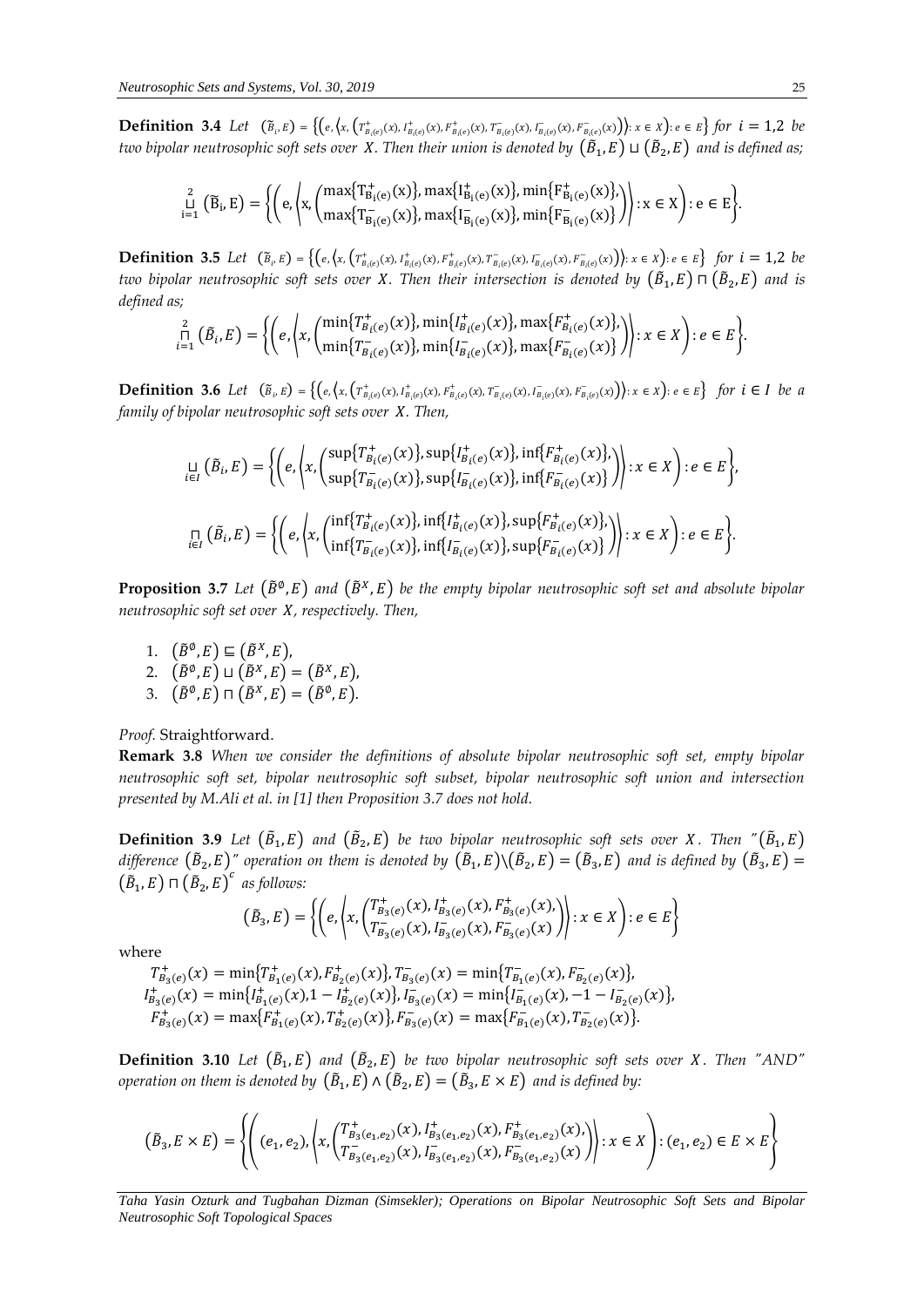**Definition 3.4** *Let* $(\tilde{B}_i, E) = \left\{\left(e, \left\langle x, \left(T^+_{B_i(e)}(x), I^+_{B_i(e)}(x), F^+_{B_i(e)}(x), T^-_{B_i(e)}(x), I^-_{B_i(e)}(x), F^-_{B_i(e)}(x)\right)\right\rangle : x \in X\right) : e \in E\right\}$ *for* $i = 1,2$ *be two bipolar neutrosophic soft sets over* $X$. *Then their union is denoted by* $(\tilde{B}_1, E) \sqcup (\tilde{B}_2, E)$ *and is defined as;*

$$\bigsqcup_{i=1}^{2} (\tilde{B}_i, E) = \left\{\left(e, \left\langle x, \begin{pmatrix} \max\{T^+_{B_i(e)}(x)\}, \max\{I^+_{B_i(e)}(x)\}, \min\{F^+_{B_i(e)}(x)\}, \\ \max\{T^-_{B_i(e)}(x)\}, \max\{I^-_{B_i(e)}(x)\}, \min\{F^-_{B_i(e)}(x)\} \end{pmatrix} \right\rangle : x \in X\right) : e \in E\right\}.$$

**Definition 3.5** *Let* $(\tilde{B}_i, E) = \left\{\left(e, \left\langle x, \left(T^+_{B_i(e)}(x), I^+_{B_i(e)}(x), F^+_{B_i(e)}(x), T^-_{B_i(e)}(x), I^-_{B_i(e)}(x), F^-_{B_i(e)}(x)\right)\right\rangle : x \in X\right) : e \in E\right\}$ *for* $i = 1,2$ *be two bipolar neutrosophic soft sets over* $X$. *Then their intersection is denoted by* $(\tilde{B}_1, E) \sqcap (\tilde{B}_2, E)$ *and is defined as;*

$$\bigsqcap_{i=1}^{2} (\tilde{B}_i, E) = \left\{\left(e, \left\langle x, \begin{pmatrix} \min\{T^+_{B_i(e)}(x)\}, \min\{I^+_{B_i(e)}(x)\}, \max\{F^+_{B_i(e)}(x)\}, \\ \min\{T^-_{B_i(e)}(x)\}, \min\{I^-_{B_i(e)}(x)\}, \max\{F^-_{B_i(e)}(x)\} \end{pmatrix} \right\rangle : x \in X\right) : e \in E\right\}.$$

**Definition 3.6** *Let* $(\tilde{B}_i, E) = \left\{\left(e, \left\langle x, \left(T^+_{B_i(e)}(x), I^+_{B_i(e)}(x), F^+_{B_i(e)}(x), T^-_{B_i(e)}(x), I^-_{B_i(e)}(x), F^-_{B_i(e)}(x)\right)\right\rangle : x \in X\right) : e \in E\right\}$ *for* $i \in I$ *be a family of bipolar neutrosophic soft sets over* $X$. *Then,*

$$\bigsqcup_{i \in I} (\tilde{B}_i, E) = \left\{\left(e, \left\langle x, \begin{pmatrix} \sup\{T^+_{B_i(e)}(x)\}, \sup\{I^+_{B_i(e)}(x)\}, \inf\{F^+_{B_i(e)}(x)\}, \\ \sup\{T^-_{B_i(e)}(x)\}, \sup\{I^-_{B_i(e)}(x)\}, \inf\{F^-_{B_i(e)}(x)\} \end{pmatrix} \right\rangle : x \in X\right) : e \in E\right\},$$

$$\bigsqcap_{i \in I} (\tilde{B}_i, E) = \left\{\left(e, \left\langle x, \begin{pmatrix} \inf\{T^+_{B_i(e)}(x)\}, \inf\{I^+_{B_i(e)}(x)\}, \sup\{F^+_{B_i(e)}(x)\}, \\ \inf\{T^-_{B_i(e)}(x)\}, \inf\{I^-_{B_i(e)}(x)\}, \sup\{F^-_{B_i(e)}(x)\} \end{pmatrix} \right\rangle : x \in X\right) : e \in E\right\}.$$

**Proposition 3.7** *Let* $(\tilde{B}^{\emptyset}, E)$ *and* $(\tilde{B}^{X}, E)$ *be the empty bipolar neutrosophic soft set and absolute bipolar neutrosophic soft set over* $X$, *respectively. Then,*

1. $(\tilde{B}^{\emptyset}, E) \sqsubseteq (\tilde{B}^{X}, E)$,
2. $(\tilde{B}^{\emptyset}, E) \sqcup (\tilde{B}^{X}, E) = (\tilde{B}^{X}, E)$,
3. $(\tilde{B}^{\emptyset}, E) \sqcap (\tilde{B}^{X}, E) = (\tilde{B}^{\emptyset}, E)$.

*Proof.* Straightforward.

**Remark 3.8** *When we consider the definitions of absolute bipolar neutrosophic soft set, empty bipolar neutrosophic soft set, bipolar neutrosophic soft subset, bipolar neutrosophic soft union and intersection presented by M.Ali et al. in [1] then Proposition 3.7 does not hold.*

**Definition 3.9** *Let* $(\tilde{B}_1, E)$ *and* $(\tilde{B}_2, E)$ *be two bipolar neutrosophic soft sets over* $X$. *Then "*$(\tilde{B}_1, E)$ *difference* $(\tilde{B}_2, E)$*" operation on them is denoted by* $(\tilde{B}_1, E) \setminus (\tilde{B}_2, E) = (\tilde{B}_3, E)$ *and is defined by* $(\tilde{B}_3, E) = (\tilde{B}_1, E) \sqcap (\tilde{B}_2, E)^c$ *as follows:*

$$(\tilde{B}_3, E) = \left\{\left(e, \left\langle x, \begin{pmatrix} T^+_{B_3(e)}(x), I^+_{B_3(e)}(x), F^+_{B_3(e)}(x), \\ T^-_{B_3(e)}(x), I^-_{B_3(e)}(x), F^-_{B_3(e)}(x) \end{pmatrix} \right\rangle : x \in X\right) : e \in E\right\}$$

where

$$T^+_{B_3(e)}(x) = \min\{T^+_{B_1(e)}(x), F^+_{B_2(e)}(x)\}, T^-_{B_3(e)}(x) = \min\{T^-_{B_1(e)}(x), F^-_{B_2(e)}(x)\},$$
$$I^+_{B_3(e)}(x) = \min\{I^+_{B_1(e)}(x), 1 - I^+_{B_2(e)}(x)\}, I^-_{B_3(e)}(x) = \min\{I^-_{B_1(e)}(x), -1 - I^-_{B_2(e)}(x)\},$$
$$F^+_{B_3(e)}(x) = \max\{F^+_{B_1(e)}(x), T^+_{B_2(e)}(x)\}, F^-_{B_3(e)}(x) = \max\{F^-_{B_1(e)}(x), T^-_{B_2(e)}(x)\}.$$

**Definition 3.10** *Let* $(\tilde{B}_1, E)$ *and* $(\tilde{B}_2, E)$ *be two bipolar neutrosophic soft sets over* $X$. *Then "AND" operation on them is denoted by* $(\tilde{B}_1, E) \wedge (\tilde{B}_2, E) = (\tilde{B}_3, E \times E)$ *and is defined by:*

$$(\tilde{B}_3, E \times E) = \left\{\left((e_1, e_2), \left\langle x, \begin{pmatrix} T^+_{B_3(e_1,e_2)}(x), I^+_{B_3(e_1,e_2)}(x), F^+_{B_3(e_1,e_2)}(x), \\ T^-_{B_3(e_1,e_2)}(x), I^-_{B_3(e_1,e_2)}(x), F^-_{B_3(e_1,e_2)}(x) \end{pmatrix} \right\rangle : x \in X\right) : (e_1, e_2) \in E \times E\right\}$$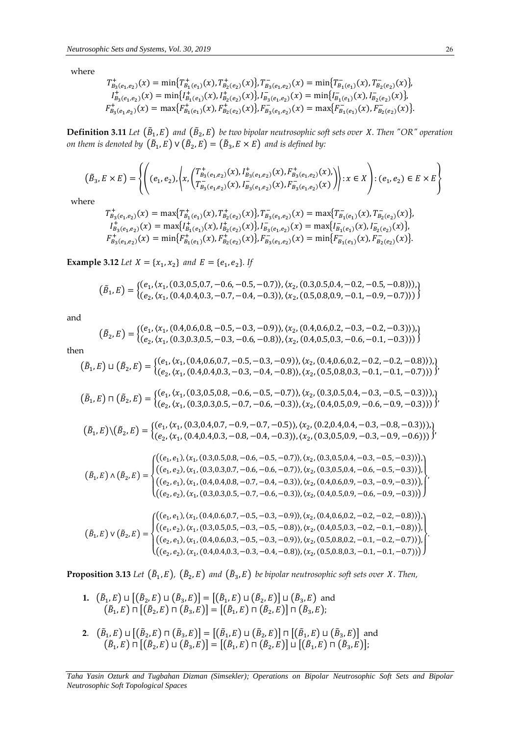where

$$T^+_{B_3(e_1,e_2)}(x) = \min\{T^+_{B_1(e_1)}(x), T^+_{B_2(e_2)}(x)\}, T^-_{B_3(e_1,e_2)}(x) = \min\{T^-_{B_1(e_1)}(x), T^-_{B_2(e_2)}(x)\},$$
$$I^+_{B_3(e_1,e_2)}(x) = \min\{I^+_{B_1(e_1)}(x), I^+_{B_2(e_2)}(x)\}, I^-_{B_3(e_1,e_2)}(x) = \min\{I^-_{B_1(e_1)}(x), I^-_{B_2(e_2)}(x)\},$$
$$F^+_{B_3(e_1,e_2)}(x) = \max\{F^+_{B_1(e_1)}(x), F^+_{B_2(e_2)}(x)\}, F^-_{B_3(e_1,e_2)}(x) = \max\{F^-_{B_1(e_1)}(x), F^-_{B_2(e_2)}(x)\}.$$

**Definition 3.11** *Let $(\tilde{B}_1, E)$ and $(\tilde{B}_2, E)$ be two bipolar neutrosophic soft sets over $X$. Then "OR" operation on them is denoted by $(\tilde{B}_1, E) \vee (\tilde{B}_2, E) = (\tilde{B}_3, E \times E)$ and is defined by:*

$$(\tilde{B}_3, E \times E) = \left\{ \left( (e_1, e_2), \left\langle x, \begin{pmatrix} T^+_{B_3(e_1,e_2)}(x), I^+_{B_3(e_1,e_2)}(x), F^+_{B_3(e_1,e_2)}(x), \\ T^-_{B_3(e_1,e_2)}(x), I^-_{B_3(e_1,e_2)}(x), F^-_{B_3(e_1,e_2)}(x) \end{pmatrix} \right\rangle : x \in X \right) : (e_1, e_2) \in E \times E \right\}$$

where

$$T^+_{B_3(e_1,e_2)}(x) = \max\{T^+_{B_1(e_1)}(x), T^+_{B_2(e_2)}(x)\}, T^-_{B_3(e_1,e_2)}(x) = \max\{T^-_{B_1(e_1)}(x), T^-_{B_2(e_2)}(x)\},$$
$$I^+_{B_3(e_1,e_2)}(x) = \max\{I^+_{B_1(e_1)}(x), I^+_{B_2(e_2)}(x)\}, I^-_{B_3(e_1,e_2)}(x) = \max\{I^-_{B_1(e_1)}(x), I^-_{B_2(e_2)}(x)\},$$
$$F^+_{B_3(e_1,e_2)}(x) = \min\{F^+_{B_1(e_1)}(x), F^+_{B_2(e_2)}(x)\}, F^-_{B_3(e_1,e_2)}(x) = \min\{F^-_{B_1(e_1)}(x), F^-_{B_2(e_2)}(x)\}.$$

**Example 3.12** *Let $X = \{x_1, x_2\}$ and $E = \{e_1, e_2\}$. If*

$$(\tilde{B}_1, E) = \begin{Bmatrix} (e_1, \langle x_1, (0.3,0.5,0.7,-0.6,-0.5,-0.7)\rangle, \langle x_2, (0.3,0.5,0.4,-0.2,-0.5,-0.8)\rangle), \\ (e_2, \langle x_1, (0.4,0.4,0.3,-0.7,-0.4,-0.3)\rangle, \langle x_2, (0.5,0.8,0.9,-0.1,-0.9,-0.7)\rangle) \end{Bmatrix}$$

and

$$(\tilde{B}_2, E) = \begin{Bmatrix} (e_1, \langle x_1, (0.4,0.6,0.8,-0.5,-0.3,-0.9)\rangle, \langle x_2, (0.4,0.6,0.2,-0.3,-0.2,-0.3)\rangle), \\ (e_2, \langle x_1, (0.3,0.3,0.5,-0.3,-0.6,-0.8)\rangle, \langle x_2, (0.4,0.5,0.3,-0.6,-0.1,-0.3)\rangle) \end{Bmatrix}$$

then

$$(\tilde{B}_1, E) \sqcup (\tilde{B}_2, E) = \begin{Bmatrix} (e_1, \langle x_1, (0.4,0.6,0.7,-0.5,-0.3,-0.9)\rangle, \langle x_2, (0.4,0.6,0.2,-0.2,-0.2,-0.8)\rangle), \\ (e_2, \langle x_1, (0.4,0.4,0.3,-0.3,-0.4,-0.8)\rangle, \langle x_2, (0.5,0.8,0.3,-0.1,-0.1,-0.7)\rangle) \end{Bmatrix},$$

$$(\tilde{B}_1, E) \sqcap (\tilde{B}_2, E) = \begin{Bmatrix} (e_1, \langle x_1, (0.3,0.5,0.8,-0.6,-0.5,-0.7)\rangle, \langle x_2, (0.3,0.5,0.4,-0.3,-0.5,-0.3)\rangle), \\ (e_2, \langle x_1, (0.3,0.3,0.5,-0.7,-0.6,-0.3)\rangle, \langle x_2, (0.4,0.5,0.9,-0.6,-0.9,-0.3)\rangle) \end{Bmatrix},$$

$$(\tilde{B}_1, E) \backslash (\tilde{B}_2, E) = \begin{Bmatrix} (e_1, \langle x_1, (0.3,0.4,0.7,-0.9,-0.7,-0.5)\rangle, \langle x_2, (0.2,0.4,0.4,-0.3,-0.8,-0.3)\rangle), \\ (e_2, \langle x_1, (0.4,0.4,0.3,-0.8,-0.4,-0.3)\rangle, \langle x_2, (0.3,0.5,0.9,-0.3,-0.9,-0.6)\rangle) \end{Bmatrix},$$

$$(\tilde{B}_1, E) \wedge (\tilde{B}_2, E) = \begin{Bmatrix} ((e_1, e_1), \langle x_1, (0.3,0.5,0.8,-0.6,-0.5,-0.7)\rangle, \langle x_2, (0.3,0.5,0.4,-0.3,-0.5,-0.3)\rangle), \\ ((e_1, e_2), \langle x_1, (0.3,0.3,0.7,-0.6,-0.6,-0.7)\rangle, \langle x_2, (0.3,0.5,0.4,-0.6,-0.5,-0.3)\rangle), \\ ((e_2, e_1), \langle x_1, (0.4,0.4,0.8,-0.7,-0.4,-0.3)\rangle, \langle x_2, (0.4,0.6,0.9,-0.3,-0.9,-0.3)\rangle), \\ ((e_2, e_2), \langle x_1, (0.3,0.3,0.5,-0.7,-0.6,-0.3)\rangle, \langle x_2, (0.4,0.5,0.9,-0.6,-0.9,-0.3)\rangle) \end{Bmatrix},$$

$$(\tilde{B}_1, E) \vee (\tilde{B}_2, E) = \begin{Bmatrix} ((e_1, e_1), \langle x_1, (0.4,0.6,0.7,-0.5,-0.3,-0.9)\rangle, \langle x_2, (0.4,0.6,0.2,-0.2,-0.2,-0.8)\rangle), \\ ((e_1, e_2), \langle x_1, (0.3,0.5,0.5,-0.3,-0.5,-0.8)\rangle, \langle x_2, (0.4,0.5,0.3,-0.2,-0.1,-0.8)\rangle), \\ ((e_2, e_1), \langle x_1, (0.4,0.6,0.3,-0.5,-0.3,-0.9)\rangle, \langle x_2, (0.5,0.8,0.2,-0.1,-0.2,-0.7)\rangle), \\ ((e_2, e_2), \langle x_1, (0.4,0.4,0.3,-0.3,-0.4,-0.8)\rangle, \langle x_2, (0.5,0.8,0.3,-0.1,-0.1,-0.7)\rangle) \end{Bmatrix}.$$

**Proposition 3.13** *Let $(\tilde{B}_1, E)$, $(\tilde{B}_2, E)$ and $(\tilde{B}_3, E)$ be bipolar neutrosophic soft sets over $X$. Then,*

1. $(\tilde{B}_1, E) \sqcup [(\tilde{B}_2, E) \sqcup (\tilde{B}_3, E)] = [(\tilde{B}_1, E) \sqcup (\tilde{B}_2, E)] \sqcup (\tilde{B}_3, E)$ and $(\tilde{B}_1, E) \sqcap [(\tilde{B}_2, E) \sqcap (\tilde{B}_3, E)] = [(\tilde{B}_1, E) \sqcap (\tilde{B}_2, E)] \sqcap (\tilde{B}_3, E)$;

2. $(\tilde{B}_1, E) \sqcup [(\tilde{B}_2, E) \sqcap (\tilde{B}_3, E)] = [(\tilde{B}_1, E) \sqcup (\tilde{B}_2, E)] \sqcap [(\tilde{B}_1, E) \sqcup (\tilde{B}_3, E)]$ and $(\tilde{B}_1, E) \sqcap [(\tilde{B}_2, E) \sqcup (\tilde{B}_3, E)] = [(\tilde{B}_1, E) \sqcap (\tilde{B}_2, E)] \sqcup [(\tilde{B}_1, E) \sqcap (\tilde{B}_3, E)]$;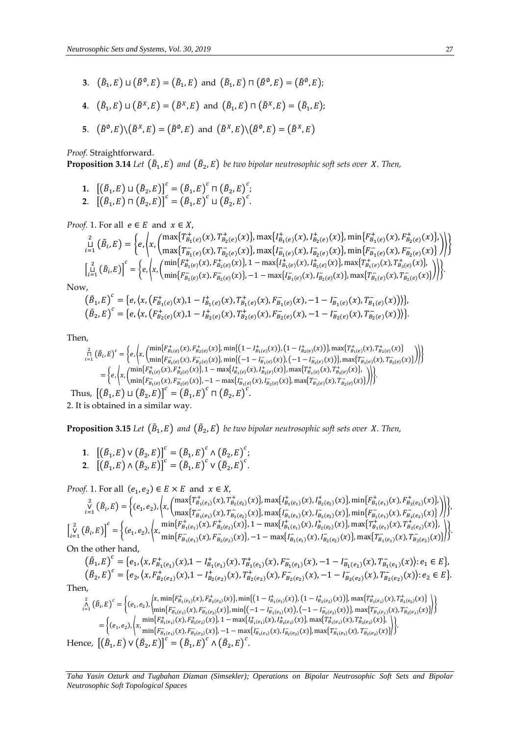**3**. $(\tilde{B}_1, E) \sqcup (\tilde{B}^{\emptyset}, E) = (\tilde{B}_1, E)$ and $(\tilde{B}_1, E) \sqcap (\tilde{B}^{\emptyset}, E) = (\tilde{B}^{\emptyset}, E)$;

**4**. $(\tilde{B}_1, E) \sqcup (\tilde{B}^{X}, E) = (\tilde{B}^{X}, E)$ and $(\tilde{B}_1, E) \sqcap (\tilde{B}^{X}, E) = (\tilde{B}_1, E)$;

**5**. $(\tilde{B}^{\emptyset}, E) \backslash (\tilde{B}^{X}, E) = (\tilde{B}^{\emptyset}, E)$ and $(\tilde{B}^{X}, E) \backslash (\tilde{B}^{\emptyset}, E) = (\tilde{B}^{X}, E)$

*Proof.* Straightforward.

**Proposition 3.14** *Let $(\tilde{B}_1, E)$ and $(\tilde{B}_2, E)$ be two bipolar neutrosophic soft sets over $X$. Then,*

**1.** $\left[(\tilde{B}_1, E) \sqcup (\tilde{B}_2, E)\right]^c = (\tilde{B}_1, E)^c \sqcap (\tilde{B}_2, E)^c$;
**2**. $\left[(\tilde{B}_1, E) \sqcap (\tilde{B}_2, E)\right]^c = (\tilde{B}_1, E)^c \sqcup (\tilde{B}_2, E)^c$.

*Proof.* 1. For all $e \in E$ and $x \in X$,

$$\bigsqcup_{i=1}^{2} (\tilde{B}_i, E) = \left\{ e, \left\langle x, \begin{pmatrix} \max\{T^+_{B_1(e)}(x), T^+_{B_2(e)}(x)\}, \max\{I^+_{B_1(e)}(x), I^+_{B_2(e)}(x)\}, \min\{F^+_{B_1(e)}(x), F^+_{B_2(e)}(x)\}, \\ \max\{T^-_{B_1(e)}(x), T^-_{B_2(e)}(x)\}, \max\{I^-_{B_1(e)}(x), I^-_{B_2(e)}(x)\}, \min\{F^-_{B_1(e)}(x), F^-_{B_2(e)}(x)\} \end{pmatrix} \right\rangle \right\}$$

$$\left[\bigsqcup_{i=1}^{2} (\tilde{B}_i, E)\right]^c = \left\{ e, \left\langle x, \begin{pmatrix} \min\{F^+_{B_1(e)}(x), F^+_{B_2(e)}(x)\}, 1 - \max\{I^+_{B_1(e)}(x), I^+_{B_2(e)}(x)\}, \max\{T^+_{B_1(e)}(x), T^+_{B_2(e)}(x)\}, \\ \min\{F^-_{B_1(e)}(x), F^-_{B_2(e)}(x)\}, -1 - \max\{I^-_{B_1(e)}(x), I^-_{B_2(e)}(x)\}, \max\{T^-_{B_1(e)}(x), T^-_{B_2(e)}(x)\} \end{pmatrix} \right\rangle \right\}.$$

Now,

$$(\tilde{B}_1, E)^c = \{e, \langle x, (F^+_{B_1(e)}(x), 1 - I^+_{B_1(e)}(x), T^+_{B_1(e)}(x), F^-_{B_1(e)}(x), -1 - I^-_{B_1(e)}(x), T^-_{B_1(e)}(x))\rangle\},$$
$$(\tilde{B}_2, E)^c = \{e, \langle x, (F^+_{B_2(e)}(x), 1 - I^+_{B_2(e)}(x), T^+_{B_2(e)}(x), F^-_{B_2(e)}(x), -1 - I^-_{B_2(e)}(x), T^-_{B_2(e)}(x))\rangle\}.$$

Then,

$$\bigsqcap_{i=1}^{2} (\tilde{B}_i, E)^c = \left\{ e, \left\langle x, \begin{pmatrix} \min\{F^+_{B_1(e)}(x), F^+_{B_2(e)}(x)\}, \min\{(1 - I^+_{B_1(e)}(x)), (1 - I^+_{B_2(e)}(x))\}, \max\{T^+_{B_1(e)}(x), T^+_{B_2(e)}(x)\} \\ \min\{F^-_{B_1(e)}(x), F^-_{B_2(e)}(x)\}, \min\{(-1 - I^-_{B_1(e)}(x)), (-1 - I^-_{B_2(e)}(x))\}, \max\{T^-_{B_1(e)}(x), T^-_{B_2(e)}(x)\} \end{pmatrix} \right\rangle \right\}$$
$$= \left\{ e, \left\langle x, \begin{pmatrix} \min\{F^+_{B_1(e)}(x), F^+_{B_2(e)}(x)\}, 1 - \max\{I^+_{B_1(e)}(x), I^+_{B_2(e)}(x)\}, \max\{T^+_{B_1(e)}(x), T^+_{B_2(e)}(x)\}, \\ \min\{F^-_{B_1(e)}(x), F^-_{B_2(e)}(x)\}, -1 - \max\{I^-_{B_1(e)}(x), I^-_{B_2(e)}(x)\}, \max\{T^-_{B_1(e)}(x), T^-_{B_2(e)}(x)\} \end{pmatrix} \right\rangle \right\}.$$

Thus, $\left[(\tilde{B}_1, E) \sqcup (\tilde{B}_2, E)\right]^c = (\tilde{B}_1, E)^c \sqcap (\tilde{B}_2, E)^c$.

2. It is obtained in a similar way.

**Proposition 3.15** *Let $(\tilde{B}_1, E)$ and $(\tilde{B}_2, E)$ be two bipolar neutrosophic soft sets over $X$. Then,*

**1**. $\left[(\tilde{B}_1, E) \vee (\tilde{B}_2, E)\right]^c = (\tilde{B}_1, E)^c \wedge (\tilde{B}_2, E)^c$;
**2**. $\left[(\tilde{B}_1, E) \wedge (\tilde{B}_2, E)\right]^c = (\tilde{B}_1, E)^c \vee (\tilde{B}_2, E)^c$.

*Proof.* 1. For all $(e_1, e_2) \in E \times E$ and $x \in X$,

$$\bigvee_{i=1}^{2} (\tilde{B}_i, E) = \left\{ (e_1, e_2), \left\langle x, \begin{pmatrix} \max\{T^+_{B_1(e_1)}(x), T^+_{B_2(e_2)}(x)\}, \max\{I^+_{B_1(e_1)}(x), I^+_{B_2(e_2)}(x)\}, \min\{F^+_{B_1(e_1)}(x), F^+_{B_2(e_2)}(x)\}, \\ \max\{T^-_{B_1(e_1)}(x), T^-_{B_2(e_2)}(x)\}, \max\{I^-_{B_1(e_1)}(x), I^-_{B_2(e_2)}(x)\}, \min\{F^-_{B_1(e_1)}(x), F^-_{B_2(e_2)}(x)\} \end{pmatrix} \right\rangle \right\},$$

$$\left[\bigvee_{i=1}^{2} (\tilde{B}_i, E)\right]^c = \left\{ (e_1, e_2), \left\langle x, \begin{matrix} \min\{F^+_{B_1(e_1)}(x), F^+_{B_2(e_2)}(x)\}, 1 - \max\{I^+_{B_1(e_1)}(x), I^+_{B_2(e_2)}(x)\}, \max\{T^+_{B_1(e_1)}(x), T^+_{B_2(e_2)}(x)\}, \\ \min\{F^-_{B_1(e_1)}(x), F^-_{B_2(e_2)}(x)\}, -1 - \max\{I^-_{B_1(e_1)}(x), I^-_{B_2(e_2)}(x)\}, \max\{T^-_{B_1(e_1)}(x), T^-_{B_2(e_2)}(x)\} \end{matrix} \right\rangle \right\}.$$

On the other hand,

$$(\tilde{B}_1, E)^c = \{e_1, \langle x, F^+_{B_1(e_1)}(x), 1 - I^+_{B_1(e_1)}(x), T^+_{B_1(e_1)}(x), F^-_{B_1(e_1)}(x), -1 - I^-_{B_1(e_1)}(x), T^-_{B_1(e_1)}(x)\rangle : e_1 \in E\},$$
$$(\tilde{B}_2, E)^c = \{e_2, \langle x, F^+_{B_2(e_2)}(x), 1 - I^+_{B_2(e_2)}(x), T^+_{B_2(e_2)}(x), F^-_{B_2(e_2)}(x), -1 - I^-_{B_2(e_2)}(x), T^-_{B_2(e_2)}(x)\rangle : e_2 \in E\}.$$

Then,

$$\bigwedge_{i=1}^{2} (\tilde{B}_i, E)^c = \left\{ (e_1, e_2), \left\langle \begin{matrix} x, \min\{F^+_{B_1(e_1)}(x), F^+_{B_2(e_2)}(x)\}, \min\{(1 - I^+_{B_1(e_1)}(x)), (1 - I^+_{B_2(e_2)}(x))\}, \max\{T^+_{B_1(e_1)}(x), T^+_{B_2(e_2)}(x)\} \\ \min\{F^-_{B_1(e_1)}(x), F^-_{B_2(e_2)}(x)\}, \min\{(-1 - I^-_{B_1(e_1)}(x)), (-1 - I^-_{B_2(e_2)}(x))\}, \max\{T^-_{B_1(e_1)}(x), T^-_{B_2(e_2)}(x)\} \end{matrix} \right\rangle \right\}$$
$$= \left\{ (e_1, e_2), \left\langle x, \begin{matrix} \min\{F^+_{B_1(e_1)}(x), F^+_{B_2(e_2)}(x)\}, 1 - \max\{I^+_{B_1(e_1)}(x), I^+_{B_2(e_2)}(x)\}, \max\{T^+_{B_1(e_1)}(x), T^+_{B_2(e_2)}(x)\}, \\ \min\{F^-_{B_1(e_1)}(x), F^-_{B_2(e_2)}(x)\}, -1 - \max\{I^-_{B_1(e_1)}(x), I^-_{B_2(e_2)}(x)\}, \max\{T^-_{B_1(e_1)}(x), T^-_{B_2(e_2)}(x)\} \end{matrix} \right\rangle \right\}.$$

Hence, $\left[(\tilde{B}_1, E) \vee (\tilde{B}_2, E)\right]^c = (\tilde{B}_1, E)^c \wedge (\tilde{B}_2, E)^c$.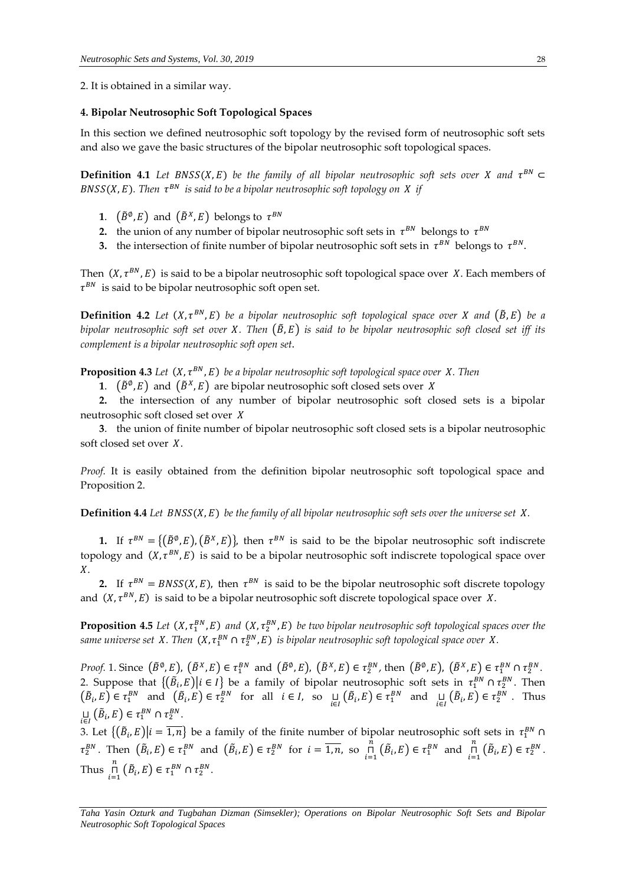2. It is obtained in a similar way.

## 4. Bipolar Neutrosophic Soft Topological Spaces

In this section we defined neutrosophic soft topology by the revised form of neutrosophic soft sets and also we gave the basic structures of the bipolar neutrosophic soft topological spaces.

**Definition 4.1** *Let $BNSS(X,E)$ be the family of all bipolar neutrosophic soft sets over $X$ and $\tau^{BN} \subset BNSS(X,E)$. Then $\tau^{BN}$ is said to be a bipolar neutrosophic soft topology on $X$ if*

1. $(\tilde{B}^{\emptyset}, E)$ and $(\tilde{B}^{X}, E)$ belongs to $\tau^{BN}$
2. the union of any number of bipolar neutrosophic soft sets in $\tau^{BN}$ belongs to $\tau^{BN}$
3. the intersection of finite number of bipolar neutrosophic soft sets in $\tau^{BN}$ belongs to $\tau^{BN}$.

Then $(X, \tau^{BN}, E)$ is said to be a bipolar neutrosophic soft topological space over $X$. Each members of $\tau^{BN}$ is said to be bipolar neutrosophic soft open set.

**Definition 4.2** *Let $(X, \tau^{BN}, E)$ be a bipolar neutrosophic soft topological space over $X$ and $(\tilde{B}, E)$ be a bipolar neutrosophic soft set over $X$. Then $(\tilde{B}, E)$ is said to be bipolar neutrosophic soft closed set iff its complement is a bipolar neutrosophic soft open set.*

**Proposition 4.3** *Let $(X, \tau^{BN}, E)$ be a bipolar neutrosophic soft topological space over $X$. Then*

1. $(\tilde{B}^{\emptyset}, E)$ and $(\tilde{B}^{X}, E)$ are bipolar neutrosophic soft closed sets over $X$
2. the intersection of any number of bipolar neutrosophic soft closed sets is a bipolar neutrosophic soft closed set over $X$
3. the union of finite number of bipolar neutrosophic soft closed sets is a bipolar neutrosophic soft closed set over $X$.

*Proof.* It is easily obtained from the definition bipolar neutrosophic soft topological space and Proposition 2.

**Definition 4.4** *Let $BNSS(X,E)$ be the family of all bipolar neutrosophic soft sets over the universe set $X$.*

1. If $\tau^{BN} = \{(\tilde{B}^{\emptyset}, E), (\tilde{B}^{X}, E)\}$, then $\tau^{BN}$ is said to be the bipolar neutrosophic soft indiscrete topology and $(X, \tau^{BN}, E)$ is said to be a bipolar neutrosophic soft indiscrete topological space over $X$.
2. If $\tau^{BN} = BNSS(X,E)$, then $\tau^{BN}$ is said to be the bipolar neutrosophic soft discrete topology and $(X, \tau^{BN}, E)$ is said to be a bipolar neutrosophic soft discrete topological space over $X$.

**Proposition 4.5** *Let $(X, \tau_1^{BN}, E)$ and $(X, \tau_2^{BN}, E)$ be two bipolar neutrosophic soft topological spaces over the same universe set $X$. Then $(X, \tau_1^{BN} \cap \tau_2^{BN}, E)$ is bipolar neutrosophic soft topological space over $X$.*

*Proof.* 1. Since $(\tilde{B}^{\emptyset}, E)$, $(\tilde{B}^{X}, E) \in \tau_1^{BN}$ and $(\tilde{B}^{\emptyset}, E)$, $(\tilde{B}^{X}, E) \in \tau_2^{BN}$, then $(\tilde{B}^{\emptyset}, E)$, $(\tilde{B}^{X}, E) \in \tau_1^{BN} \cap \tau_2^{BN}$.
2. Suppose that $\{(\tilde{B}_i, E) | i \in I\}$ be a family of bipolar neutrosophic soft sets in $\tau_1^{BN} \cap \tau_2^{BN}$. Then $(\tilde{B}_i, E) \in \tau_1^{BN}$ and $(\tilde{B}_i, E) \in \tau_2^{BN}$ for all $i \in I$, so $\sqcup_{i \in I} (\tilde{B}_i, E) \in \tau_1^{BN}$ and $\sqcup_{i \in I} (\tilde{B}_i, E) \in \tau_2^{BN}$. Thus $\sqcup_{i \in I} (\tilde{B}_i, E) \in \tau_1^{BN} \cap \tau_2^{BN}$.
3. Let $\{(\tilde{B}_i, E) | i = \overline{1,n}\}$ be a family of the finite number of bipolar neutrosophic soft sets in $\tau_1^{BN} \cap \tau_2^{BN}$. Then $(\tilde{B}_i, E) \in \tau_1^{BN}$ and $(\tilde{B}_i, E) \in \tau_2^{BN}$ for $i = \overline{1,n}$, so $\sqcap_{i=1}^{n} (\tilde{B}_i, E) \in \tau_1^{BN}$ and $\sqcap_{i=1}^{n} (\tilde{B}_i, E) \in \tau_2^{BN}$. Thus $\sqcap_{i=1}^{n} (\tilde{B}_i, E) \in \tau_1^{BN} \cap \tau_2^{BN}$.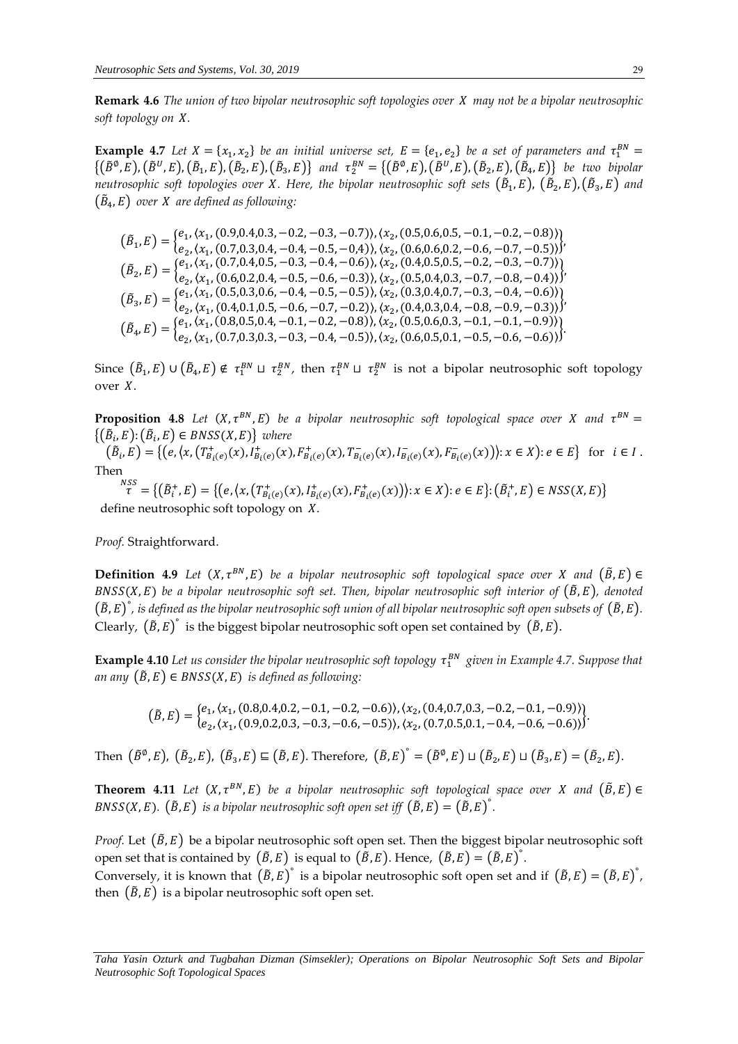**Remark 4.6** *The union of two bipolar neutrosophic soft topologies over $X$ may not be a bipolar neutrosophic soft topology on $X$.*

**Example 4.7** *Let $X = \{x_1, x_2\}$ be an initial universe set, $E = \{e_1, e_2\}$ be a set of parameters and $\tau_1^{BN} = \{(\tilde{B}^{\emptyset}, E), (\tilde{B}^{U}, E), (\tilde{B}_1, E), (\tilde{B}_2, E), (\tilde{B}_3, E)\}$ and $\tau_2^{BN} = \{(\tilde{B}^{\emptyset}, E), (\tilde{B}^{U}, E), (\tilde{B}_2, E), (\tilde{B}_4, E)\}$ be two bipolar neutrosophic soft topologies over $X$. Here, the bipolar neutrosophic soft sets $(\tilde{B}_1, E)$, $(\tilde{B}_2, E)$, $(\tilde{B}_3, E)$ and $(\tilde{B}_4, E)$ over $X$ are defined as following:*

$$(\tilde{B}_1, E) = \begin{Bmatrix} e_1, \langle x_1, (0.9, 0.4, 0.3, -0.2, -0.3, -0.7)\rangle, \langle x_2, (0.5, 0.6, 0.5, -0.1, -0.2, -0.8)\rangle \\ e_2, \langle x_1, (0.7, 0.3, 0.4, -0.4, -0.5, -0.4)\rangle, \langle x_2, (0.6, 0.6, 0.2, -0.6, -0.7, -0.5)\rangle \end{Bmatrix},$$

$$(\tilde{B}_2, E) = \begin{Bmatrix} e_1, \langle x_1, (0.7, 0.4, 0.5, -0.3, -0.4, -0.6)\rangle, \langle x_2, (0.4, 0.5, 0.5, -0.2, -0.3, -0.7)\rangle \\ e_2, \langle x_1, (0.6, 0.2, 0.4, -0.5, -0.6, -0.3)\rangle, \langle x_2, (0.5, 0.4, 0.3, -0.7, -0.8, -0.4)\rangle \end{Bmatrix},$$

$$(\tilde{B}_3, E) = \begin{Bmatrix} e_1, \langle x_1, (0.5, 0.3, 0.6, -0.4, -0.5, -0.5)\rangle, \langle x_2, (0.3, 0.4, 0.7, -0.3, -0.4, -0.6)\rangle \\ e_2, \langle x_1, (0.4, 0.1, 0.5, -0.6, -0.7, -0.2)\rangle, \langle x_2, (0.4, 0.3, 0.4, -0.8, -0.9, -0.3)\rangle \end{Bmatrix},$$

$$(\tilde{B}_4, E) = \begin{Bmatrix} e_1, \langle x_1, (0.8, 0.5, 0.4, -0.1, -0.2, -0.8)\rangle, \langle x_2, (0.5, 0.6, 0.3, -0.1, -0.1, -0.9)\rangle \\ e_2, \langle x_1, (0.7, 0.3, 0.3, -0.3, -0.4, -0.5)\rangle, \langle x_2, (0.6, 0.5, 0.1, -0.5, -0.6, -0.6)\rangle \end{Bmatrix}.$$

Since $(\tilde{B}_1, E) \cup (\tilde{B}_4, E) \notin \tau_1^{BN} \sqcup \tau_2^{BN}$, then $\tau_1^{BN} \sqcup \tau_2^{BN}$ is not a bipolar neutrosophic soft topology over $X$.

**Proposition 4.8** *Let $(X, \tau^{BN}, E)$ be a bipolar neutrosophic soft topological space over $X$ and $\tau^{BN} = \{(\tilde{B}_i, E) : (\tilde{B}_i, E) \in BNSS(X, E)\}$ where*

$(\tilde{B}_i, E) = \{(e, \langle x, (T^+_{B_{i(e)}}(x), I^+_{B_{i(e)}}(x), F^+_{B_{i(e)}}(x), T^-_{B_{i(e)}}(x), I^-_{B_{i(e)}}(x), F^-_{B_{i(e)}}(x))\rangle : x \in X) : e \in E\}$ for $i \in I$.

Then

$\overset{NSS}{\tau} = \{(\tilde{B}_i^+, E) = \{(e, \langle x, (T^+_{B_{i(e)}}(x), I^+_{B_{i(e)}}(x), F^+_{B_{i(e)}}(x))\rangle : x \in X) : e \in E\} : (\tilde{B}_i^+, E) \in NSS(X, E)\}$

define neutrosophic soft topology on $X$.

*Proof.* Straightforward.

**Definition 4.9** *Let $(X, \tau^{BN}, E)$ be a bipolar neutrosophic soft topological space over $X$ and $(\tilde{B}, E) \in BNSS(X, E)$ be a bipolar neutrosophic soft set. Then, bipolar neutrosophic soft interior of $(\tilde{B}, E)$, denoted $(\tilde{B}, E)^{\circ}$, is defined as the bipolar neutrosophic soft union of all bipolar neutrosophic soft open subsets of $(\tilde{B}, E)$.* Clearly, $(\tilde{B}, E)^{\circ}$ is the biggest bipolar neutrosophic soft open set contained by $(\tilde{B}, E)$.

**Example 4.10** *Let us consider the bipolar neutrosophic soft topology $\tau_1^{BN}$ given in Example 4.7. Suppose that an any $(\tilde{B}, E) \in BNSS(X, E)$ is defined as following:*

$$(\tilde{B}, E) = \begin{Bmatrix} e_1, \langle x_1, (0.8, 0.4, 0.2, -0.1, -0.2, -0.6)\rangle, \langle x_2, (0.4, 0.7, 0.3, -0.2, -0.1, -0.9)\rangle \\ e_2, \langle x_1, (0.9, 0.2, 0.3, -0.3, -0.6, -0.5)\rangle, \langle x_2, (0.7, 0.5, 0.1, -0.4, -0.6, -0.6)\rangle \end{Bmatrix}.$$

Then $(\tilde{B}^{\emptyset}, E)$, $(\tilde{B}_2, E)$, $(\tilde{B}_3, E) \sqsubseteq (\tilde{B}, E)$. Therefore, $(\tilde{B}, E)^{\circ} = (\tilde{B}^{\emptyset}, E) \sqcup (\tilde{B}_2, E) \sqcup (\tilde{B}_3, E) = (\tilde{B}_2, E)$.

**Theorem 4.11** *Let $(X, \tau^{BN}, E)$ be a bipolar neutrosophic soft topological space over $X$ and $(\tilde{B}, E) \in BNSS(X, E)$. $(\tilde{B}, E)$ is a bipolar neutrosophic soft open set iff $(\tilde{B}, E) = (\tilde{B}, E)^{\circ}$.*

*Proof.* Let $(\tilde{B}, E)$ be a bipolar neutrosophic soft open set. Then the biggest bipolar neutrosophic soft open set that is contained by $(\tilde{B}, E)$ is equal to $(\tilde{B}, E)$. Hence, $(\tilde{B}, E) = (\tilde{B}, E)^{\circ}$.

Conversely, it is known that $(\tilde{B}, E)^{\circ}$ is a bipolar neutrosophic soft open set and if $(\tilde{B}, E) = (\tilde{B}, E)^{\circ}$, then $(\tilde{B}, E)$ is a bipolar neutrosophic soft open set.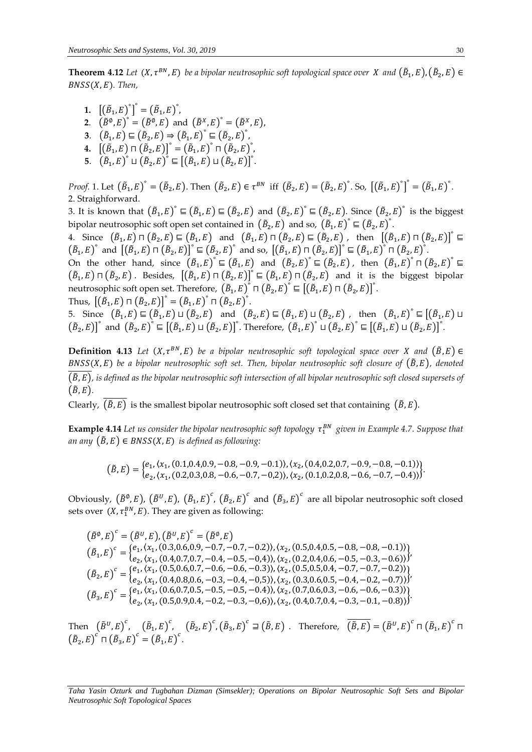**Theorem 4.12** *Let $(X, \tau^{BN}, E)$ be a bipolar neutrosophic soft topological space over $X$ and $(\tilde{B}_1, E), (\tilde{B}_2, E) \in BNSS(X, E)$. Then,*

1. $\left[(\tilde{B}_1, E)^{\circ}\right]^{\circ} = (\tilde{B}_1, E)^{\circ}$,
2. $(\tilde{B}^{\emptyset}, E)^{\circ} = (\tilde{B}^{\emptyset}, E)$ and $(\tilde{B}^{X}, E)^{\circ} = (\tilde{B}^{X}, E)$,
3. $(\tilde{B}_1, E) \sqsubseteq (\tilde{B}_2, E) \Rightarrow (\tilde{B}_1, E)^{\circ} \sqsubseteq (\tilde{B}_2, E)^{\circ}$,
4. $\left[(\tilde{B}_1, E) \sqcap (\tilde{B}_2, E)\right]^{\circ} = (\tilde{B}_1, E)^{\circ} \sqcap (\tilde{B}_2, E)^{\circ}$,
5. $(\tilde{B}_1, E)^{\circ} \sqcup (\tilde{B}_2, E)^{\circ} \sqsubseteq \left[(\tilde{B}_1, E) \sqcup (\tilde{B}_2, E)\right]^{\circ}$.

*Proof.* 1. Let $(\tilde{B}_1, E)^{\circ} = (\tilde{B}_2, E)$. Then $(\tilde{B}_2, E) \in \tau^{BN}$ iff $(\tilde{B}_2, E) = (\tilde{B}_2, E)^{\circ}$. So, $\left[(\tilde{B}_1, E)^{\circ}\right]^{\circ} = (\tilde{B}_1, E)^{\circ}$.
2. Straighforward.
3. It is known that $(\tilde{B}_1, E)^{\circ} \sqsubseteq (\tilde{B}_1, E) \sqsubseteq (\tilde{B}_2, E)$ and $(\tilde{B}_2, E)^{\circ} \sqsubseteq (\tilde{B}_2, E)$. Since $(\tilde{B}_2, E)^{\circ}$ is the biggest bipolar neutrosophic soft open set contained in $(\tilde{B}_2, E)$ and so, $(\tilde{B}_1, E)^{\circ} \sqsubseteq (\tilde{B}_2, E)^{\circ}$.
4. Since $(\tilde{B}_1, E) \sqcap (\tilde{B}_2, E) \sqsubseteq (\tilde{B}_1, E)$ and $(\tilde{B}_1, E) \sqcap (\tilde{B}_2, E) \sqsubseteq (\tilde{B}_2, E)$, then $\left[(\tilde{B}_1, E) \sqcap (\tilde{B}_2, E)\right]^{\circ} \sqsubseteq (\tilde{B}_1, E)^{\circ}$ and $\left[(\tilde{B}_1, E) \sqcap (\tilde{B}_2, E)\right]^{\circ} \sqsubseteq (\tilde{B}_2, E)^{\circ}$ and so, $\left[(\tilde{B}_1, E) \sqcap (\tilde{B}_2, E)\right]^{\circ} \sqsubseteq (\tilde{B}_1, E)^{\circ} \sqcap (\tilde{B}_2, E)^{\circ}$.
On the other hand, since $(\tilde{B}_1, E)^{\circ} \sqsubseteq (\tilde{B}_1, E)$ and $(\tilde{B}_2, E)^{\circ} \sqsubseteq (\tilde{B}_2, E)$, then $(\tilde{B}_1, E)^{\circ} \sqcap (\tilde{B}_2, E)^{\circ} \sqsubseteq (\tilde{B}_1, E) \sqcap (\tilde{B}_2, E)$. Besides, $\left[(\tilde{B}_1, E) \sqcap (\tilde{B}_2, E)\right]^{\circ} \sqsubseteq (\tilde{B}_1, E) \sqcap (\tilde{B}_2, E)$ and it is the biggest bipolar neutrosophic soft open set. Therefore, $(\tilde{B}_1, E)^{\circ} \sqcap (\tilde{B}_2, E)^{\circ} \sqsubseteq \left[(\tilde{B}_1, E) \sqcap (\tilde{B}_2, E)\right]^{\circ}$.
Thus, $\left[(\tilde{B}_1, E) \sqcap (\tilde{B}_2, E)\right]^{\circ} = (\tilde{B}_1, E)^{\circ} \sqcap (\tilde{B}_2, E)^{\circ}$.
5. Since $(\tilde{B}_1, E) \sqsubseteq (\tilde{B}_1, E) \sqcup (\tilde{B}_2, E)$ and $(\tilde{B}_2, E) \sqsubseteq (\tilde{B}_1, E) \sqcup (\tilde{B}_2, E)$, then $(\tilde{B}_1, E)^{\circ} \sqsubseteq \left[(\tilde{B}_1, E) \sqcup (\tilde{B}_2, E)\right]^{\circ}$ and $(\tilde{B}_2, E)^{\circ} \sqsubseteq \left[(\tilde{B}_1, E) \sqcup (\tilde{B}_2, E)\right]^{\circ}$. Therefore, $(\tilde{B}_1, E)^{\circ} \sqcup (\tilde{B}_2, E)^{\circ} \sqsubseteq \left[(\tilde{B}_1, E) \sqcup (\tilde{B}_2, E)\right]^{\circ}$.

**Definition 4.13** *Let $(X, \tau^{BN}, E)$ be a bipolar neutrosophic soft topological space over $X$ and $(\tilde{B}, E) \in BNSS(X, E)$ be a bipolar neutrosophic soft set. Then, bipolar neutrosophic soft closure of $(\tilde{B}, E)$, denoted $\overline{(\tilde{B}, E)}$, is defined as the bipolar neutrosophic soft intersection of all bipolar neutrosophic soft closed supersets of $(\tilde{B}, E)$.*

Clearly, $\overline{(\tilde{B}, E)}$ is the smallest bipolar neutrosophic soft closed set that containing $(\tilde{B}, E)$.

**Example 4.14** *Let us consider the bipolar neutrosophic soft topology $\tau_1^{BN}$ given in Example 4.7. Suppose that an any $(\tilde{B}, E) \in BNSS(X, E)$ is defined as following:*

$$(\tilde{B}, E) = \begin{Bmatrix} e_1, \langle x_1, (0.1,0.4,0.9, -0.8, -0.9, -0.1)\rangle, \langle x_2, (0.4,0.2,0.7, -0.9, -0.8, -0.1)\rangle \\ e_2, \langle x_1, (0.2,0.3,0.8, -0.6, -0.7, -0,2)\rangle, \langle x_2, (0.1,0.2,0.8, -0.6, -0.7, -0.4)\rangle \end{Bmatrix}.$$

Obviously, $(\tilde{B}^{\emptyset}, E)$, $(\tilde{B}^{U}, E)$, $(\tilde{B}_1, E)^c$, $(\tilde{B}_2, E)^c$ and $(\tilde{B}_3, E)^c$ are all bipolar neutrosophic soft closed sets over $(X, \tau_1^{BN}, E)$. They are given as following:

$$(\tilde{B}^{\emptyset}, E)^c = (\tilde{B}^{U}, E), (\tilde{B}^{U}, E)^c = (\tilde{B}^{\emptyset}, E)$$

$$(\tilde{B}_1, E)^c = \begin{Bmatrix} e_1, \langle x_1, (0.3,0.6,0.9, -0.7, -0.7, -0.2)\rangle, \langle x_2, (0.5,0.4,0.5, -0.8, -0.8, -0.1)\rangle \\ e_2, \langle x_1, (0.4,0.7,0.7, -0.4, -0.5, -0,4)\rangle, \langle x_2, (0.2,0.4,0.6, -0.5, -0.3, -0.6)\rangle \end{Bmatrix},$$

$$(\tilde{B}_2, E)^c = \begin{Bmatrix} e_1, \langle x_1, (0.5,0.6,0.7, -0.6, -0.6, -0.3)\rangle, \langle x_2, (0.5,0.5,0.4, -0.7, -0.7, -0.2)\rangle \\ e_2, \langle x_1, (0.4,0.8,0.6, -0.3, -0.4, -0,5)\rangle, \langle x_2, (0.3,0.6,0.5, -0.4, -0.2, -0.7)\rangle \end{Bmatrix},$$

$$(\tilde{B}_3, E)^c = \begin{Bmatrix} e_1, \langle x_1, (0.6,0.7,0.5, -0.5, -0.5, -0.4)\rangle, \langle x_2, (0.7,0.6,0.3, -0.6, -0.6, -0.3)\rangle \\ e_2, \langle x_1, (0.5,0.9,0.4, -0.2, -0.3, -0,6)\rangle, \langle x_2, (0.4,0.7,0.4, -0.3, -0.1, -0.8)\rangle \end{Bmatrix}.$$

Then $(\tilde{B}^{U}, E)^c$, $(\tilde{B}_1, E)^c$, $(\tilde{B}_2, E)^c, (\tilde{B}_3, E)^c \sqsupseteq (\tilde{B}, E)$. Therefore, $\overline{(\tilde{B}, E)} = (\tilde{B}^{U}, E)^c \sqcap (\tilde{B}_1, E)^c \sqcap (\tilde{B}_2, E)^c \sqcap (\tilde{B}_3, E)^c = (\tilde{B}_1, E)^c$.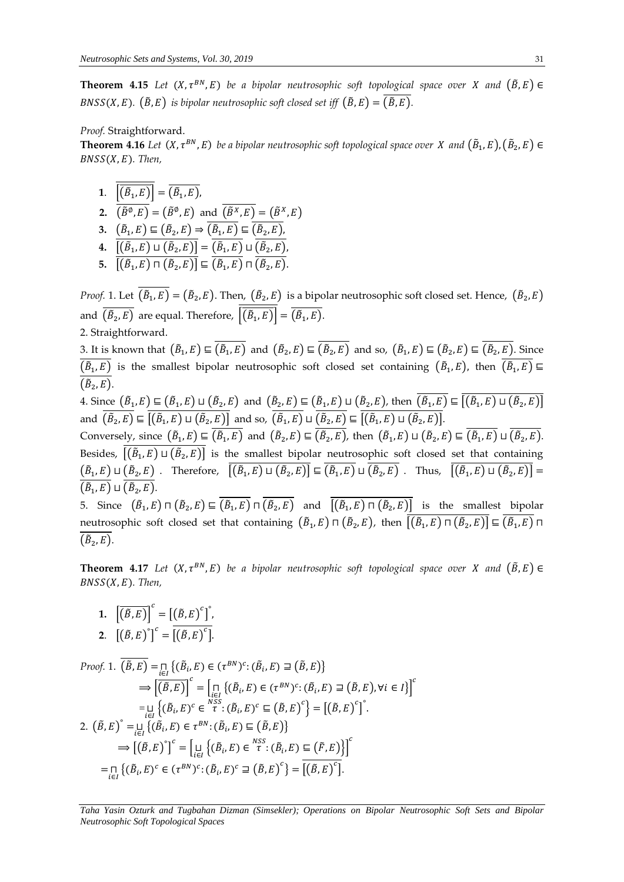**Theorem 4.15** *Let $(X, \tau^{BN}, E)$ be a bipolar neutrosophic soft topological space over $X$ and $(\tilde{B}, E) \in BNSS(X, E)$. $(\tilde{B}, E)$ is bipolar neutrosophic soft closed set iff $(\tilde{B}, E) = \overline{(\tilde{B}, E)}$.*

*Proof.* Straightforward.

**Theorem 4.16** *Let $(X, \tau^{BN}, E)$ be a bipolar neutrosophic soft topological space over $X$ and $(\tilde{B}_1, E), (\tilde{B}_2, E) \in BNSS(X, E)$. Then,*

1. $\overline{\left[\overline{(\tilde{B}_1, E)}\right]} = \overline{(\tilde{B}_1, E)}$,
2. $\overline{(\tilde{B}^{\emptyset}, E)} = (\tilde{B}^{\emptyset}, E)$ and $\overline{(\tilde{B}^{X}, E)} = (\tilde{B}^{X}, E)$
3. $(\tilde{B}_1, E) \sqsubseteq (\tilde{B}_2, E) \Rightarrow \overline{(\tilde{B}_1, E)} \sqsubseteq \overline{(\tilde{B}_2, E)}$,
4. $\overline{[(\tilde{B}_1, E) \sqcup (\tilde{B}_2, E)]} = \overline{(\tilde{B}_1, E)} \sqcup \overline{(\tilde{B}_2, E)}$,
5. $\overline{[(\tilde{B}_1, E) \sqcap (\tilde{B}_2, E)]} \sqsubseteq \overline{(\tilde{B}_1, E)} \sqcap \overline{(\tilde{B}_2, E)}$.

*Proof.* 1. Let $\overline{(\tilde{B}_1, E)} = (\tilde{B}_2, E)$. Then, $(\tilde{B}_2, E)$ is a bipolar neutrosophic soft closed set. Hence, $(\tilde{B}_2, E)$ and $\overline{(\tilde{B}_2, E)}$ are equal. Therefore, $\overline{\left[\overline{(\tilde{B}_1, E)}\right]} = \overline{(\tilde{B}_1, E)}$.

2. Straightforward.

3. It is known that $(\tilde{B}_1, E) \sqsubseteq \overline{(\tilde{B}_1, E)}$ and $(\tilde{B}_2, E) \sqsubseteq \overline{(\tilde{B}_2, E)}$ and so, $(\tilde{B}_1, E) \sqsubseteq (\tilde{B}_2, E) \sqsubseteq \overline{(\tilde{B}_2, E)}$. Since $\overline{(\tilde{B}_1, E)}$ is the smallest bipolar neutrosophic soft closed set containing $(\tilde{B}_1, E)$, then $\overline{(\tilde{B}_1, E)} \sqsubseteq \overline{(\tilde{B}_2, E)}$.

4. Since $(\tilde{B}_1, E) \sqsubseteq (\tilde{B}_1, E) \sqcup (\tilde{B}_2, E)$ and $(\tilde{B}_2, E) \sqsubseteq (\tilde{B}_1, E) \sqcup (\tilde{B}_2, E)$, then $\overline{(\tilde{B}_1, E)} \sqsubseteq \overline{[(\tilde{B}_1, E) \sqcup (\tilde{B}_2, E)]}$ and $\overline{(\tilde{B}_2, E)} \sqsubseteq \overline{[(\tilde{B}_1, E) \sqcup (\tilde{B}_2, E)]}$ and so, $\overline{(\tilde{B}_1, E)} \sqcup \overline{(\tilde{B}_2, E)} \sqsubseteq \overline{[(\tilde{B}_1, E) \sqcup (\tilde{B}_2, E)]}$.

Conversely, since $(\tilde{B}_1, E) \sqsubseteq \overline{(\tilde{B}_1, E)}$ and $(\tilde{B}_2, E) \sqsubseteq \overline{(\tilde{B}_2, E)}$, then $(\tilde{B}_1, E) \sqcup (\tilde{B}_2, E) \sqsubseteq \overline{(\tilde{B}_1, E)} \sqcup \overline{(\tilde{B}_2, E)}$. Besides, $\overline{[(\tilde{B}_1, E) \sqcup (\tilde{B}_2, E)]}$ is the smallest bipolar neutrosophic soft closed set that containing $(\tilde{B}_1, E) \sqcup (\tilde{B}_2, E)$. Therefore, $\overline{[(\tilde{B}_1, E) \sqcup (\tilde{B}_2, E)]} \sqsubseteq \overline{(\tilde{B}_1, E)} \sqcup \overline{(\tilde{B}_2, E)}$. Thus, $\overline{[(\tilde{B}_1, E) \sqcup (\tilde{B}_2, E)]} = \overline{(\tilde{B}_1, E)} \sqcup \overline{(\tilde{B}_2, E)}$.

5. Since $(\tilde{B}_1, E) \sqcap (\tilde{B}_2, E) \sqsubseteq \overline{(\tilde{B}_1, E)} \sqcap \overline{(\tilde{B}_2, E)}$ and $\overline{[(\tilde{B}_1, E) \sqcap (\tilde{B}_2, E)]}$ is the smallest bipolar neutrosophic soft closed set that containing $(\tilde{B}_1, E) \sqcap (\tilde{B}_2, E)$, then $\overline{[(\tilde{B}_1, E) \sqcap (\tilde{B}_2, E)]} \sqsubseteq \overline{(\tilde{B}_1, E)} \sqcap \overline{(\tilde{B}_2, E)}$.

**Theorem 4.17** *Let $(X, \tau^{BN}, E)$ be a bipolar neutrosophic soft topological space over $X$ and $(\tilde{B}, E) \in BNSS(X, E)$. Then,*

1. $\left[\overline{(\tilde{B}, E)}\right]^c = \left[(\tilde{B}, E)^c\right]^{\circ}$,
2. $\left[(\tilde{B}, E)^{\circ}\right]^c = \overline{\left[(\tilde{B}, E)^c\right]}$.

*Proof.* 1. $\overline{(\tilde{B}, E)} = \sqcap_{i \in I} \{(\tilde{B}_i, E) \in (\tau^{BN})^c : (\tilde{B}_i, E) \sqsupseteq (\tilde{B}, E)\}$

$$\Rightarrow \left[\overline{(\tilde{B}, E)}\right]^c = \left[\sqcap_{i \in I} \{(\tilde{B}_i, E) \in (\tau^{BN})^c : (\tilde{B}_i, E) \sqsupseteq (\tilde{B}, E), \forall i \in I\}\right]^c$$

$$= \sqcup_{i \in I} \left\{(\tilde{B}_i, E)^c \in \overset{NSS}{\tau} : (\tilde{B}_i, E)^c \sqsubseteq (\tilde{B}, E)^c\right\} = \left[(\tilde{B}, E)^c\right]^{\circ}.$$

2. $(\tilde{B}, E)^{\circ} = \sqcup_{i \in I} \{(\tilde{B}_i, E) \in \tau^{BN} : (\tilde{B}_i, E) \sqsubseteq (\tilde{B}, E)\}$

$$\Rightarrow \left[(\tilde{B}, E)^{\circ}\right]^c = \left[\sqcup_{i \in I} \left\{(\tilde{B}_i, E) \in \overset{NSS}{\tau} : (\tilde{B}_i, E) \sqsubseteq (\tilde{F}, E)\right\}\right]^c$$

$$= \sqcap_{i \in I} \{(\tilde{B}_i, E)^c \in (\tau^{BN})^c : (\tilde{B}_i, E)^c \sqsupseteq (\tilde{B}, E)^c\} = \overline{\left[(\tilde{B}, E)^c\right]}.$$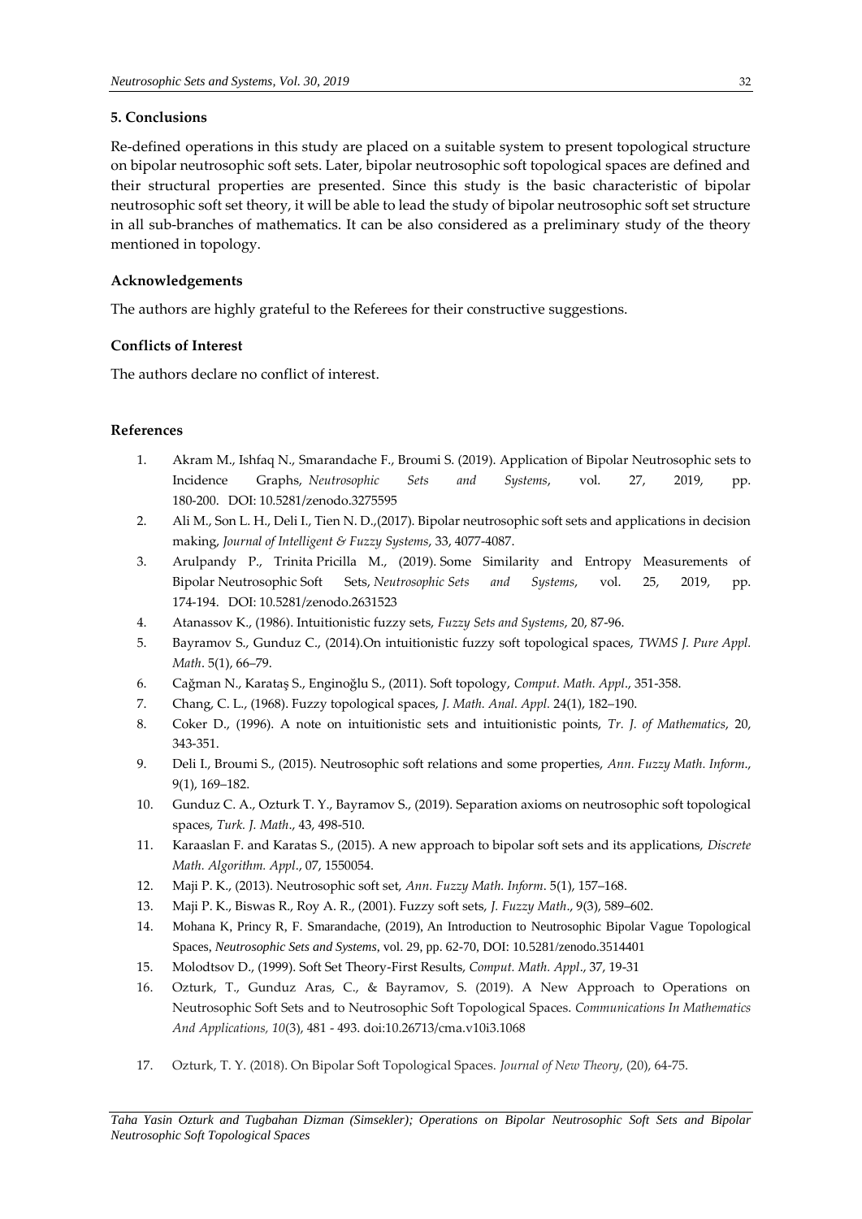## 5. Conclusions

Re-defined operations in this study are placed on a suitable system to present topological structure on bipolar neutrosophic soft sets. Later, bipolar neutrosophic soft topological spaces are defined and their structural properties are presented. Since this study is the basic characteristic of bipolar neutrosophic soft set theory, it will be able to lead the study of bipolar neutrosophic soft set structure in all sub-branches of mathematics. It can be also considered as a preliminary study of the theory mentioned in topology.

### Acknowledgements

The authors are highly grateful to the Referees for their constructive suggestions.

### Conflicts of Interest

The authors declare no conflict of interest.

### References

1. Akram M., Ishfaq N., Smarandache F., Broumi S. (2019). Application of Bipolar Neutrosophic sets to Incidence Graphs, *Neutrosophic Sets and Systems*, vol. 27, 2019, pp. 180-200. DOI: 10.5281/zenodo.3275595
2. Ali M., Son L. H., Deli I., Tien N. D.,(2017). Bipolar neutrosophic soft sets and applications in decision making, *Journal of Intelligent & Fuzzy Systems*, 33, 4077-4087.
3. Arulpandy P., Trinita Pricilla M., (2019). Some Similarity and Entropy Measurements of Bipolar Neutrosophic Soft Sets, *Neutrosophic Sets and Systems*, vol. 25, 2019, pp. 174-194. DOI: 10.5281/zenodo.2631523
4. Atanassov K., (1986). Intuitionistic fuzzy sets, *Fuzzy Sets and Systems*, 20, 87-96.
5. Bayramov S., Gunduz C., (2014).On intuitionistic fuzzy soft topological spaces, *TWMS J. Pure Appl. Math*. 5(1), 66–79.
6. Cağman N., Karataş S., Enginoğlu S., (2011). Soft topology, *Comput. Math. Appl*., 351-358.
7. Chang, C. L., (1968). Fuzzy topological spaces, *J. Math. Anal. Appl*. 24(1), 182–190.
8. Coker D., (1996). A note on intuitionistic sets and intuitionistic points, *Tr. J. of Mathematics*, 20, 343-351.
9. Deli I., Broumi S., (2015). Neutrosophic soft relations and some properties, *Ann. Fuzzy Math. Inform*., 9(1), 169–182.
10. Gunduz C. A., Ozturk T. Y., Bayramov S., (2019). Separation axioms on neutrosophic soft topological spaces, *Turk. J. Math*., 43, 498-510.
11. Karaaslan F. and Karatas S., (2015). A new approach to bipolar soft sets and its applications, *Discrete Math. Algorithm. Appl*., 07, 1550054.
12. Maji P. K., (2013). Neutrosophic soft set, *Ann. Fuzzy Math. Inform*. 5(1), 157–168.
13. Maji P. K., Biswas R., Roy A. R., (2001). Fuzzy soft sets, *J. Fuzzy Math*., 9(3), 589–602.
14. Mohana K, Princy R, F. Smarandache, (2019), An Introduction to Neutrosophic Bipolar Vague Topological Spaces, *Neutrosophic Sets and Systems*, vol. 29, pp. 62-70, DOI: 10.5281/zenodo.3514401
15. Molodtsov D., (1999). Soft Set Theory-First Results, *Comput. Math. Appl*., 37, 19-31
16. Ozturk, T., Gunduz Aras, C., & Bayramov, S. (2019). A New Approach to Operations on Neutrosophic Soft Sets and to Neutrosophic Soft Topological Spaces. *Communications In Mathematics And Applications, 10*(3), 481 - 493. doi:10.26713/cma.v10i3.1068
17. Ozturk, T. Y. (2018). On Bipolar Soft Topological Spaces. *Journal of New Theory*, (20), 64-75.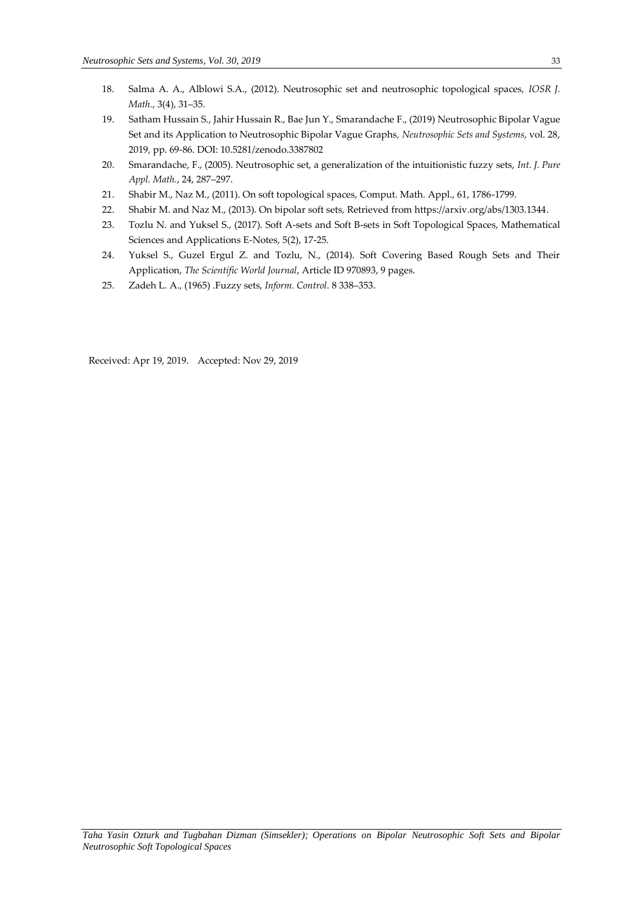18. Salma A. A., Alblowi S.A., (2012). Neutrosophic set and neutrosophic topological spaces, *IOSR J. Math.*, 3(4), 31–35.
19. Satham Hussain S., Jahir Hussain R., Bae Jun Y., Smarandache F., (2019) Neutrosophic Bipolar Vague Set and its Application to Neutrosophic Bipolar Vague Graphs, *Neutrosophic Sets and Systems*, vol. 28, 2019, pp. 69-86. DOI: 10.5281/zenodo.3387802
20. Smarandache, F., (2005). Neutrosophic set, a generalization of the intuitionistic fuzzy sets, *Int. J. Pure Appl. Math.*, 24, 287–297.
21. Shabir M., Naz M., (2011). On soft topological spaces, Comput. Math. Appl., 61, 1786-1799.
22. Shabir M. and Naz M., (2013). On bipolar soft sets, Retrieved from https://arxiv.org/abs/1303.1344.
23. Tozlu N. and Yuksel S., (2017). Soft A-sets and Soft B-sets in Soft Topological Spaces, Mathematical Sciences and Applications E-Notes, 5(2), 17-25.
24. Yuksel S., Guzel Ergul Z. and Tozlu, N., (2014). Soft Covering Based Rough Sets and Their Application, *The Scientific World Journal*, Article ID 970893, 9 pages.
25. Zadeh L. A., (1965) .Fuzzy sets, *Inform. Control*. 8 338–353.

Received: Apr 19, 2019. Accepted: Nov 29, 2019